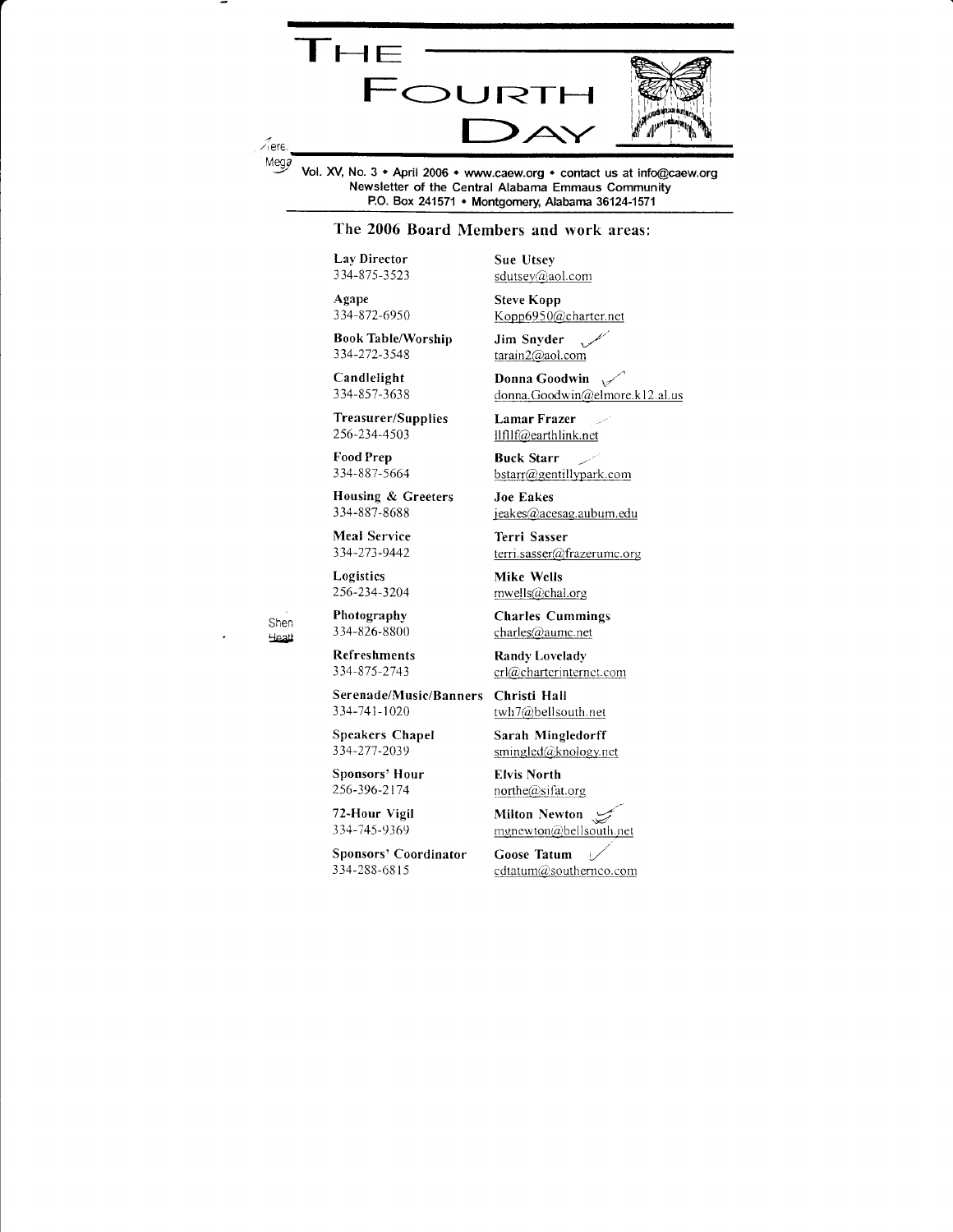# The Fourth Day

Vol. XV, No. 3 • April 2006 • www.caew.org • contact us at info@caew.org
Newsletter of the Central Alabama Emmaus Community
P.O. Box 241571 • Montgomery, Alabama 36124-1571

## The 2006 Board Members and work areas:

| Work Area | Board Member |
|---|---|
| **Lay Director**<br>334-875-3523 | **Sue Utsey**<br>sdutsey@aol.com |
| **Agape**<br>334-872-6950 | **Steve Kopp**<br>Kopp6950@charter.net |
| **Book Table/Worship**<br>334-272-3548 | **Jim Snyder**<br>tarain2@aol.com |
| **Candlelight**<br>334-857-3638 | **Donna Goodwin**<br>donna.Goodwin@elmore.k12.al.us |
| **Treasurer/Supplies**<br>256-234-4503 | **Lamar Frazer**<br>llfllf@earthlink.net |
| **Food Prep**<br>334-887-5664 | **Buck Starr**<br>bstarr@gentillypark.com |
| **Housing & Greeters**<br>334-887-8688 | **Joe Eakes**<br>jeakes@acesag.auburn.edu |
| **Meal Service**<br>334-273-9442 | **Terri Sasser**<br>terri.sasser@frazerumc.org |
| **Logistics**<br>256-234-3204 | **Mike Wells**<br>mwells@chal.org |
| **Photography**<br>334-826-8800 | **Charles Cummings**<br>charles@aumc.net |
| **Refreshments**<br>334-875-2743 | **Randy Lovelady**<br>crl@charterinternet.com |
| **Serenade/Music/Banners**<br>334-741-1020 | **Christi Hall**<br>twh7@bellsouth.net |
| **Speakers Chapel**<br>334-277-2039 | **Sarah Mingledorff**<br>smingled@knology.net |
| **Sponsors' Hour**<br>256-396-2174 | **Elvis North**<br>northe@sifat.org |
| **72-Hour Vigil**<br>334-745-9369 | **Milton Newton**<br>mgnewton@bellsouth.net |
| **Sponsors' Coordinator**<br>334-288-6815 | **Goose Tatum**<br>cdtatum@southernco.com |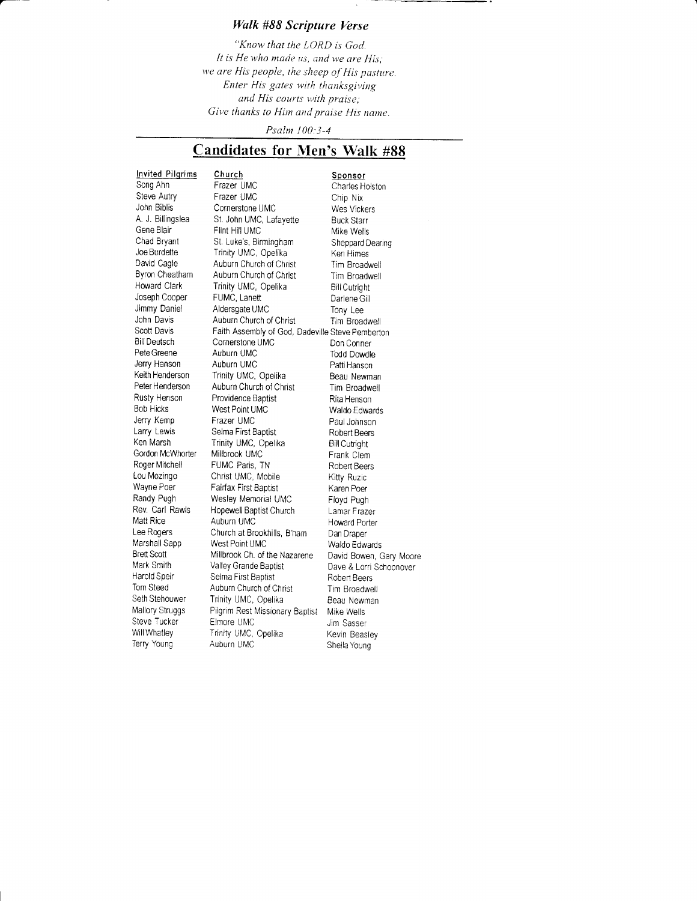### *Walk #88 Scripture Verse*

*"Know that the LORD is God.*
*It is He who made us, and we are His;*
*we are His people, the sheep of His pasture.*
*Enter His gates with thanksgiving*
*and His courts with praise;*
*Give thanks to Him and praise His name.*

*Psalm 100:3-4*

## Candidates for Men's Walk #88

| Invited Pilgrims | Church | Sponsor |
|---|---|---|
| Song Ahn | Frazer UMC | Charles Holston |
| Steve Autry | Frazer UMC | Chip Nix |
| John Biblis | Cornerstone UMC | Wes Vickers |
| A. J. Billingslea | St. John UMC, Lafayette | Buck Starr |
| Gene Blair | Flint Hill UMC | Mike Wells |
| Chad Bryant | St. Luke's, Birmingham | Sheppard Dearing |
| Joe Burdette | Trinity UMC, Opelika | Ken Himes |
| David Cagle | Auburn Church of Christ | Tim Broadwell |
| Byron Cheatham | Auburn Church of Christ | Tim Broadwell |
| Howard Clark | Trinity UMC, Opelika | Bill Cutright |
| Joseph Cooper | FUMC, Lanett | Darlene Gill |
| Jimmy Daniel | Aldersgate UMC | Tony Lee |
| John Davis | Auburn Church of Christ | Tim Broadwell |
| Scott Davis | Faith Assembly of God, Dadeville | Steve Pemberton |
| Bill Deutsch | Cornerstone UMC | Don Conner |
| Pete Greene | Auburn UMC | Todd Dowdle |
| Jerry Hanson | Auburn UMC | Patti Hanson |
| Keith Henderson | Trinity UMC, Opelika | Beau Newman |
| Peter Henderson | Auburn Church of Christ | Tim Broadwell |
| Rusty Henson | Providence Baptist | Rita Henson |
| Bob Hicks | West Point UMC | Waldo Edwards |
| Jerry Kemp | Frazer UMC | Paul Johnson |
| Larry Lewis | Selma First Baptist | Robert Beers |
| Ken Marsh | Trinity UMC, Opelika | Bill Cutright |
| Gordon McWhorter | Millbrook UMC | Frank Clem |
| Roger Mitchell | FUMC Paris, TN | Robert Beers |
| Lou Mozingo | Christ UMC, Mobile | Kitty Ruzic |
| Wayne Poer | Fairfax First Baptist | Karen Poer |
| Randy Pugh | Wesley Memorial UMC | Floyd Pugh |
| Rev. Carl Rawls | Hopewell Baptist Church | Lamar Frazer |
| Matt Rice | Auburn UMC | Howard Porter |
| Lee Rogers | Church at Brookhills, B'ham | Dan Draper |
| Marshall Sapp | West Point UMC | Waldo Edwards |
| Brett Scott | Millbrook Ch. of the Nazarene | David Bowen, Gary Moore |
| Mark Smith | Valley Grande Baptist | Dave & Lorri Schoonover |
| Harold Speir | Selma First Baptist | Robert Beers |
| Tom Steed | Auburn Church of Christ | Tim Broadwell |
| Seth Stehouwer | Trinity UMC, Opelika | Beau Newman |
| Mallory Struggs | Pilgrim Rest Missionary Baptist | Mike Wells |
| Steve Tucker | Elmore UMC | Jim Sasser |
| Will Whatley | Trinity UMC, Opelika | Kevin Beasley |
| Terry Young | Auburn UMC | Sheila Young |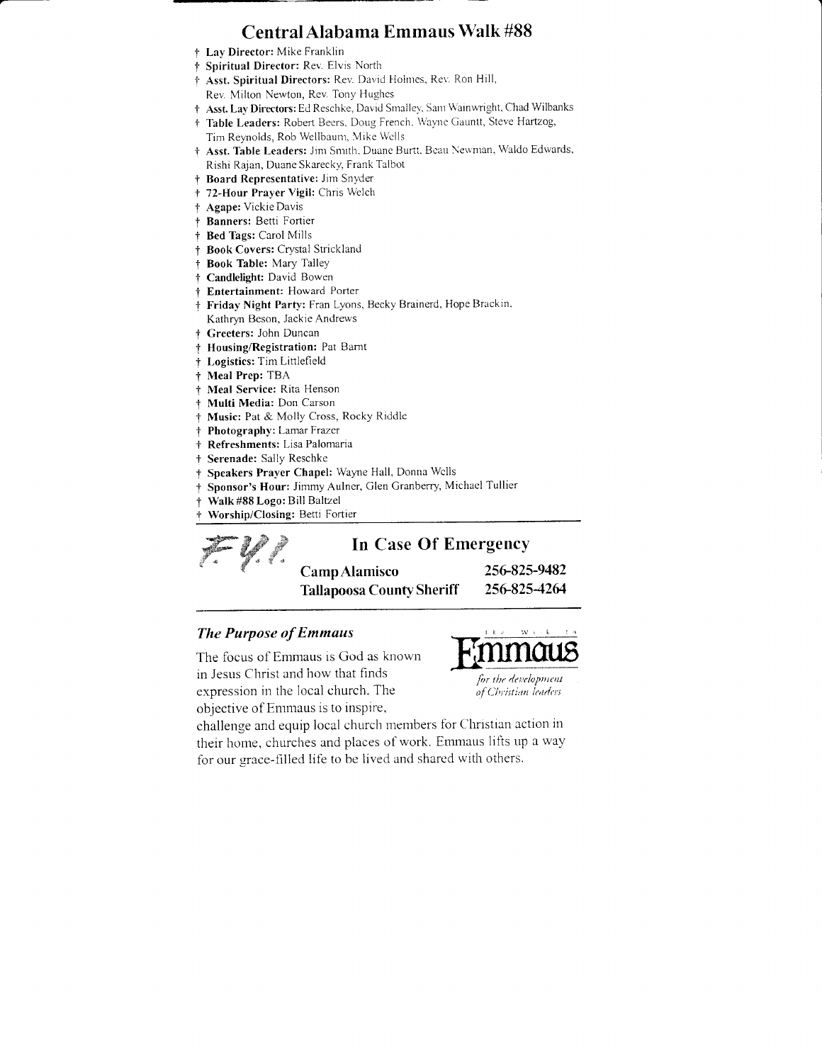# Central Alabama Emmaus Walk #88

- † **Lay Director:** Mike Franklin
- † **Spiritual Director:** Rev. Elvis North
- † **Asst. Spiritual Directors:** Rev. David Holmes, Rev. Ron Hill, Rev. Milton Newton, Rev. Tony Hughes
- † **Asst. Lay Directors:** Ed Reschke, David Smalley, Sam Wainwright, Chad Wilbanks
- † **Table Leaders:** Robert Beers, Doug French, Wayne Gauntt, Steve Hartzog, Tim Reynolds, Rob Wellbaum, Mike Wells
- † **Asst. Table Leaders:** Jim Smith, Duane Burtt, Beau Newman, Waldo Edwards, Rishi Rajan, Duane Skarecky, Frank Talbot
- † **Board Representative:** Jim Snyder
- † **72-Hour Prayer Vigil:** Chris Welch
- † **Agape:** Vickie Davis
- † **Banners:** Betti Fortier
- † **Bed Tags:** Carol Mills
- † **Book Covers:** Crystal Strickland
- † **Book Table:** Mary Talley
- † **Candlelight:** David Bowen
- † **Entertainment:** Howard Porter
- † **Friday Night Party:** Fran Lyons, Becky Brainerd, Hope Brackin, Kathryn Beson, Jackie Andrews
- † **Greeters:** John Duncan
- † **Housing/Registration:** Pat Barnt
- † **Logistics:** Tim Littlefield
- † **Meal Prep:** TBA
- † **Meal Service:** Rita Henson
- † **Multi Media:** Don Carson
- † **Music:** Pat & Molly Cross, Rocky Riddle
- † **Photography:** Lamar Frazer
- † **Refreshments:** Lisa Palomaria
- † **Serenade:** Sally Reschke
- † **Speakers Prayer Chapel:** Wayne Hall, Donna Wells
- † **Sponsor's Hour:** Jimmy Aulner, Glen Granberry, Michael Tullier
- † **Walk #88 Logo:** Bill Baltzel
- † **Worship/Closing:** Betti Fortier

---

FYI

## In Case Of Emergency

| | |
|---|---|
| **Camp Alamisco** | **256-825-9482** |
| **Tallapoosa County Sheriff** | **256-825-4264** |

---

### *The Purpose of Emmaus*

The Walk to Emmaus
*for the development of Christian leaders*

The focus of Emmaus is God as known in Jesus Christ and how that finds expression in the local church. The objective of Emmaus is to inspire, challenge and equip local church members for Christian action in their home, churches and places of work. Emmaus lifts up a way for our grace-filled life to be lived and shared with others.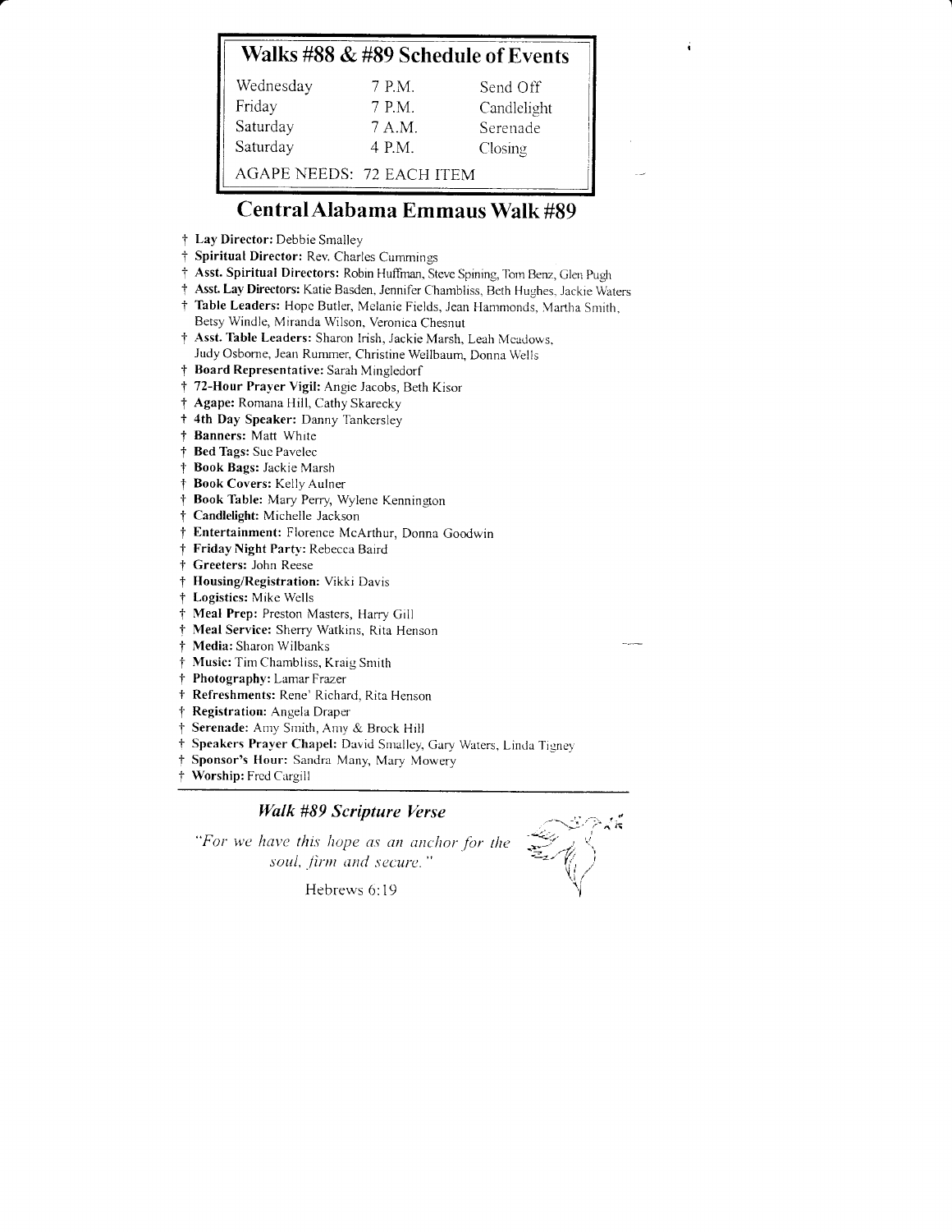## Walks #88 & #89 Schedule of Events

| | | |
|---|---|---|
| Wednesday | 7 P.M. | Send Off |
| Friday | 7 P.M. | Candlelight |
| Saturday | 7 A.M. | Serenade |
| Saturday | 4 P.M. | Closing |

AGAPE NEEDS: 72 EACH ITEM

## Central Alabama Emmaus Walk #89

- † **Lay Director:** Debbie Smalley
- † **Spiritual Director:** Rev. Charles Cummings
- † **Asst. Spiritual Directors:** Robin Huffman, Steve Spining, Tom Benz, Glen Pugh
- † **Asst. Lay Directors:** Katie Basden, Jennifer Chambliss, Beth Hughes, Jackie Waters
- † **Table Leaders:** Hope Butler, Melanie Fields, Jean Hammonds, Martha Smith, Betsy Windle, Miranda Wilson, Veronica Chesnut
- † **Asst. Table Leaders:** Sharon Irish, Jackie Marsh, Leah Meadows, Judy Osborne, Jean Rummer, Christine Wellbaum, Donna Wells
- † **Board Representative:** Sarah Mingledorf
- † **72-Hour Prayer Vigil:** Angie Jacobs, Beth Kisor
- † **Agape:** Romana Hill, Cathy Skarecky
- † **4th Day Speaker:** Danny Tankersley
- † **Banners:** Matt White
- † **Bed Tags:** Sue Pavelec
- † **Book Bags:** Jackie Marsh
- † **Book Covers:** Kelly Aulner
- † **Book Table:** Mary Perry, Wylene Kennington
- † **Candlelight:** Michelle Jackson
- † **Entertainment:** Florence McArthur, Donna Goodwin
- † **Friday Night Party:** Rebecca Baird
- † **Greeters:** John Reese
- † **Housing/Registration:** Vikki Davis
- † **Logistics:** Mike Wells
- † **Meal Prep:** Preston Masters, Harry Gill
- † **Meal Service:** Sherry Watkins, Rita Henson
- † **Media:** Sharon Wilbanks
- † **Music:** Tim Chambliss, Kraig Smith
- † **Photography:** Lamar Frazer
- † **Refreshments:** Rene' Richard, Rita Henson
- † **Registration:** Angela Draper
- † **Serenade:** Amy Smith, Amy & Brock Hill
- † **Speakers Prayer Chapel:** David Smalley, Gary Waters, Linda Tigney
- † **Sponsor's Hour:** Sandra Many, Mary Mowery
- † **Worship:** Fred Cargill

### *Walk #89 Scripture Verse*

*"For we have this hope as an anchor for the soul, firm and secure."*

Hebrews 6:19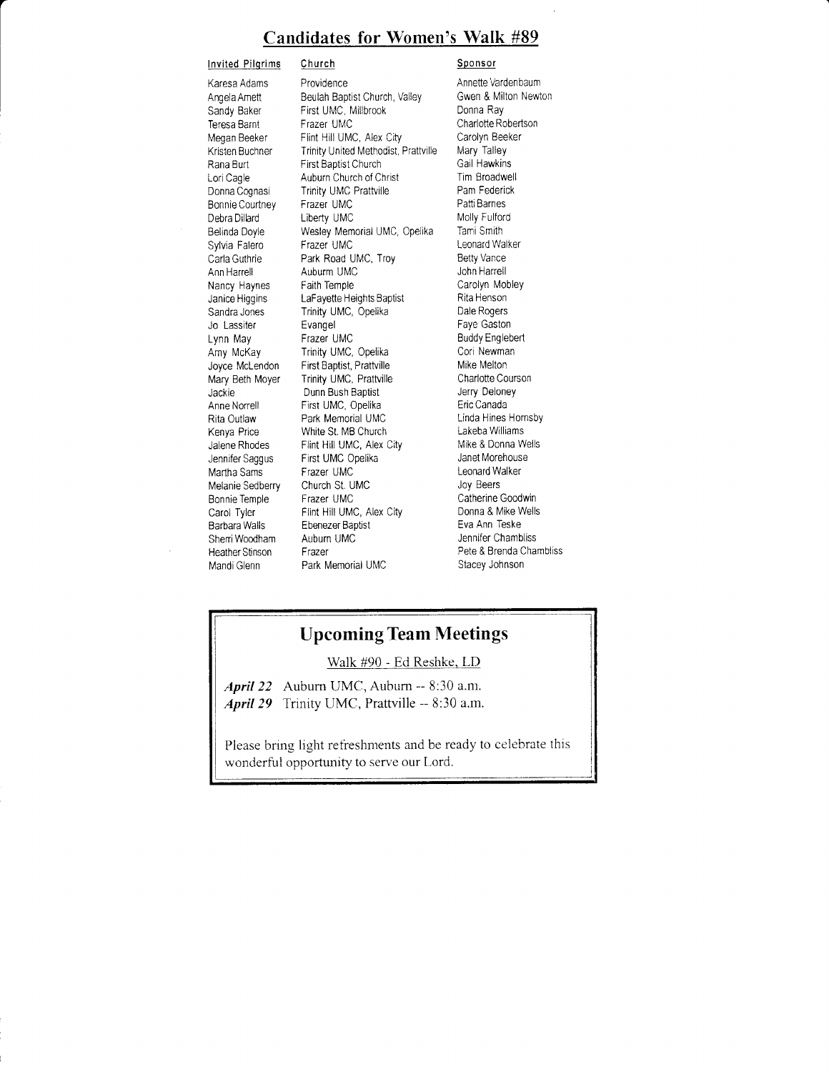# Candidates for Women's Walk #89

| Invited Pilgrims | Church | Sponsor |
|---|---|---|
| Karesa Adams | Providence | Annette Vardenbaum |
| Angela Amett | Beulah Baptist Church, Valley | Gwen & Milton Newton |
| Sandy Baker | First UMC, Millbrook | Donna Ray |
| Teresa Barnt | Frazer UMC | Charlotte Robertson |
| Megan Beeker | Flint Hill UMC, Alex City | Carolyn Beeker |
| Kristen Buchner | Trinity United Methodist, Prattville | Mary Talley |
| Rana Burt | First Baptist Church | Gail Hawkins |
| Lori Cagle | Auburn Church of Christ | Tim Broadwell |
| Donna Cognasi | Trinity UMC Prattville | Pam Federick |
| Bonnie Courtney | Frazer UMC | Patti Barnes |
| Debra Dillard | Liberty UMC | Molly Fulford |
| Belinda Doyle | Wesley Memorial UMC, Opelika | Tami Smith |
| Sylvia Falero | Frazer UMC | Leonard Walker |
| Carla Guthrie | Park Road UMC, Troy | Betty Vance |
| Ann Harrell | Auburm UMC | John Harrell |
| Nancy Haynes | Faith Temple | Carolyn Mobley |
| Janice Higgins | LaFayette Heights Baptist | Rita Henson |
| Sandra Jones | Trinity UMC, Opelika | Dale Rogers |
| Jo Lassiter | Evangel | Faye Gaston |
| Lynn May | Frazer UMC | Buddy Englebert |
| Amy McKay | Trinity UMC, Opelika | Cori Newman |
| Joyce McLendon | First Baptist, Prattville | Mike Melton |
| Mary Beth Moyer | Trinity UMC, Prattville | Charlotte Courson |
| Jackie | Dunn Bush Baptist | Jerry Deloney |
| Anne Norrell | First UMC, Opelika | Eric Canada |
| Rita Outlaw | Park Memorial UMC | Linda Hines Hornsby |
| Kenya Price | White St. MB Church | Lakeba Williams |
| Jalene Rhodes | Flint Hill UMC, Alex City | Mike & Donna Wells |
| Jennifer Saggus | First UMC Opelika | Janet Morehouse |
| Martha Sams | Frazer UMC | Leonard Walker |
| Melanie Sedberry | Church St. UMC | Joy Beers |
| Bonnie Temple | Frazer UMC | Catherine Goodwin |
| Carol Tyler | Flint Hill UMC, Alex City | Donna & Mike Wells |
| Barbara Walls | Ebenezer Baptist | Eva Ann Teske |
| Sherri Woodham | Auburn UMC | Jennifer Chambliss |
| Heather Stinson | Frazer | Pete & Brenda Chambliss |
| Mandi Glenn | Park Memorial UMC | Stacey Johnson |

## Upcoming Team Meetings

Walk #90 - Ed Reshke, LD

***April 22*** Auburn UMC, Auburn -- 8:30 a.m.
***April 29*** Trinity UMC, Prattville -- 8:30 a.m.

Please bring light refreshments and be ready to celebrate this wonderful opportunity to serve our Lord.